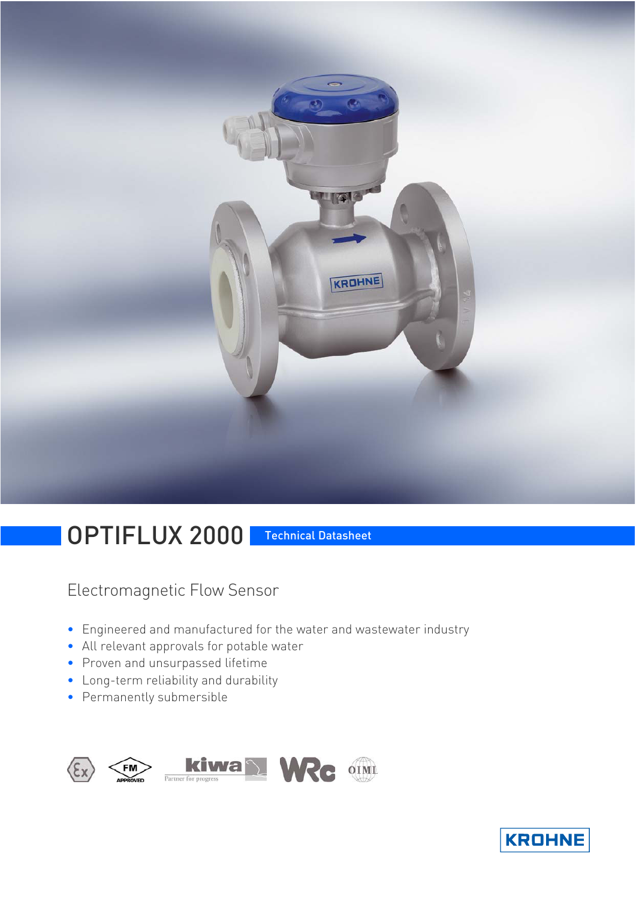# OPTIFLUX 2000 Technical Datasheet

## Electromagnetic Flow Sensor

- Engineered and manufactured for the water and wastewater industry
- All relevant approvals for potable water
- Proven and unsurpassed lifetime
- Long-term reliability and durability
- Permanently submersible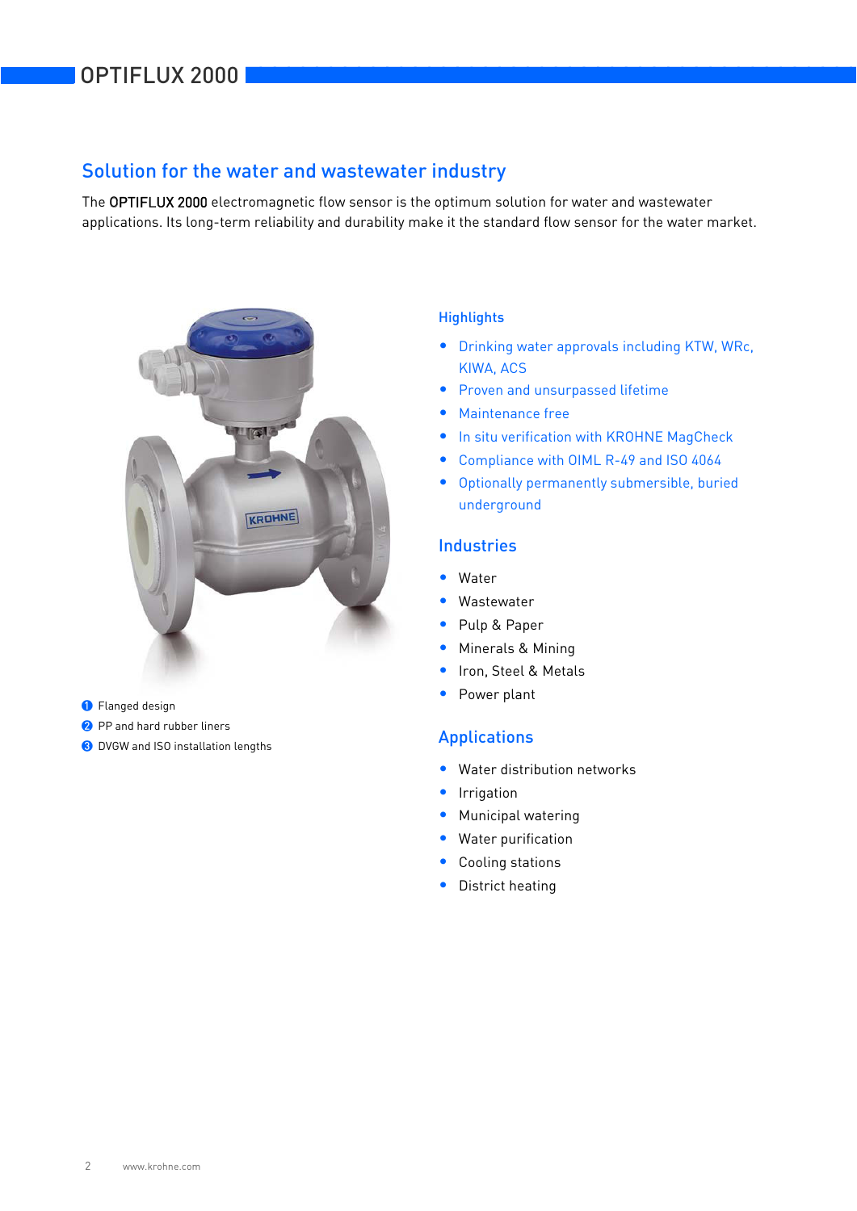## Solution for the water and wastewater industry

The OPTIFLUX 2000 electromagnetic flow sensor is the optimum solution for water and wastewater applications. Its long-term reliability and durability make it the standard flow sensor for the water market.

1. Flanged design
2. PP and hard rubber liners
3. DVGW and ISO installation lengths

### Highlights

- Drinking water approvals including KTW, WRc, KIWA, ACS
- Proven and unsurpassed lifetime
- Maintenance free
- In situ verification with KROHNE MagCheck
- Compliance with OIML R-49 and ISO 4064
- Optionally permanently submersible, buried underground

### Industries

- Water
- Wastewater
- Pulp & Paper
- Minerals & Mining
- Iron, Steel & Metals
- Power plant

### Applications

- Water distribution networks
- Irrigation
- Municipal watering
- Water purification
- Cooling stations
- District heating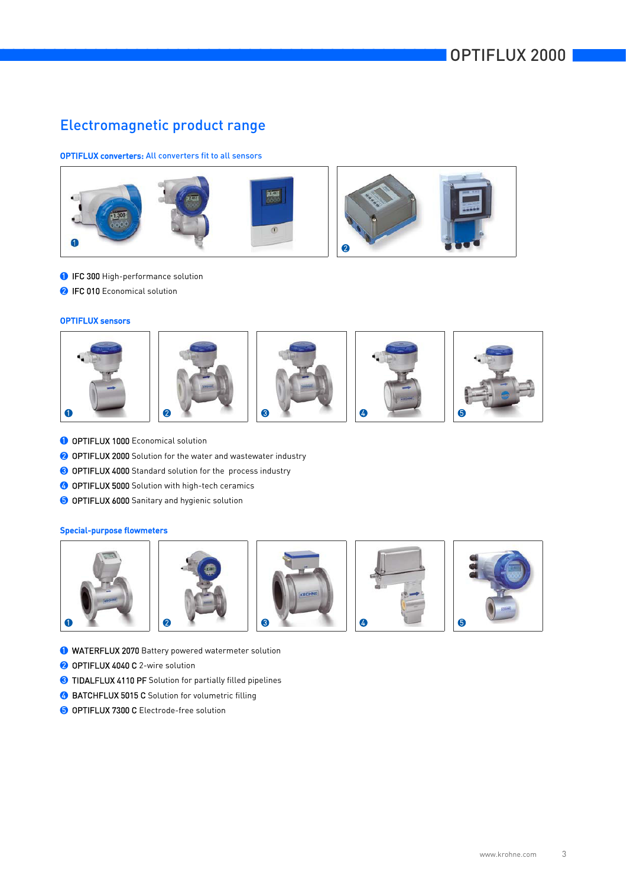# Electromagnetic product range

**OPTIFLUX converters:** All converters fit to all sensors

1. **IFC 300** High-performance solution
2. **IFC 010** Economical solution

## OPTIFLUX sensors

1. **OPTIFLUX 1000** Economical solution
2. **OPTIFLUX 2000** Solution for the water and wastewater industry
3. **OPTIFLUX 4000** Standard solution for the process industry
4. **OPTIFLUX 5000** Solution with high-tech ceramics
5. **OPTIFLUX 6000** Sanitary and hygienic solution

## Special-purpose flowmeters

1. **WATERFLUX 2070** Battery powered watermeter solution
2. **OPTIFLUX 4040 C** 2-wire solution
3. **TIDALFLUX 4110 PF** Solution for partially filled pipelines
4. **BATCHFLUX 5015 C** Solution for volumetric filling
5. **OPTIFLUX 7300 C** Electrode-free solution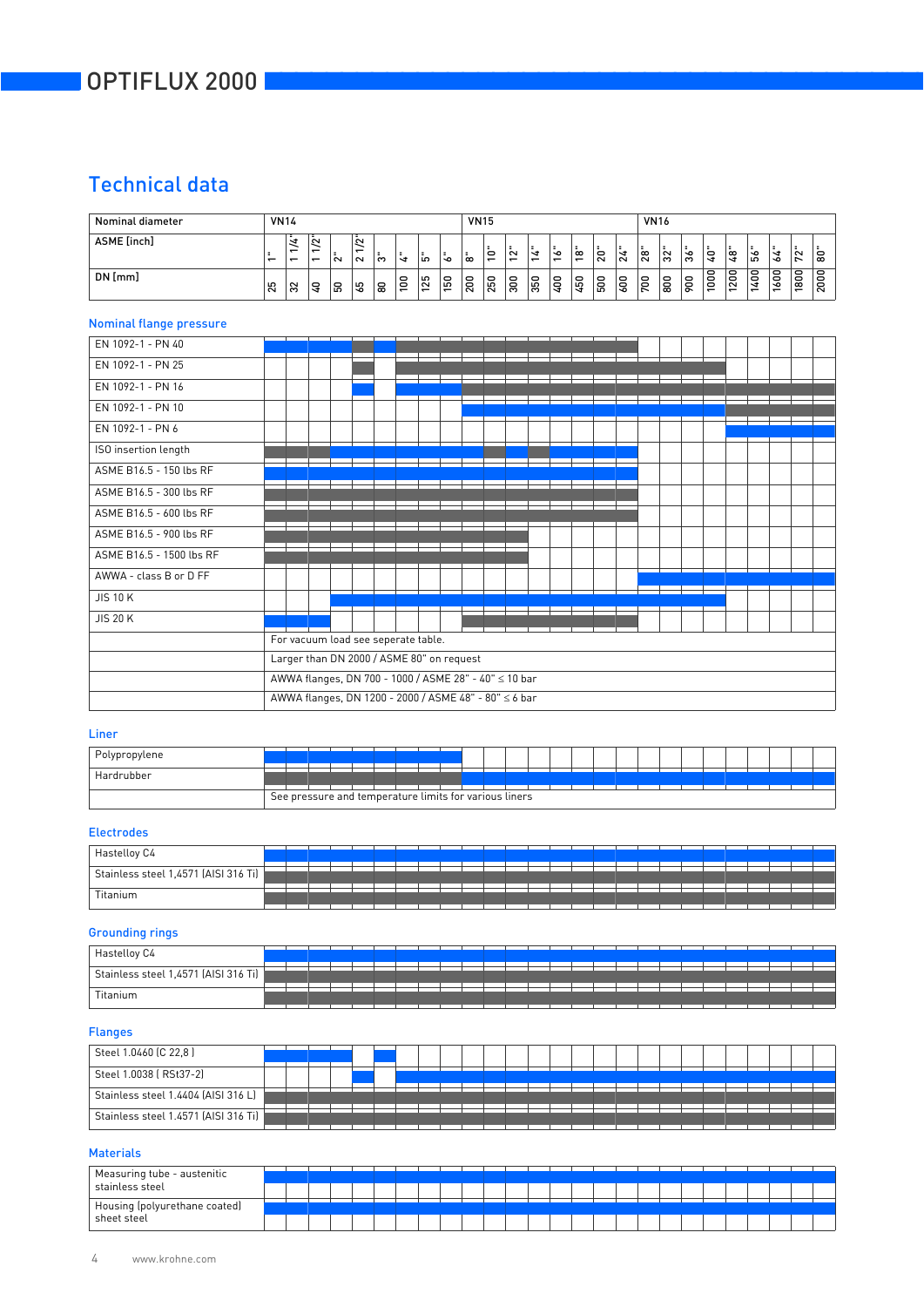# OPTIFLUX 2000

## Technical data

| Nominal diameter | VN14 | | | | | | | | | VN15 | | | | | | | | VN16 | | | | | | | | |
|---|---|---|---|---|---|---|---|---|---|---|---|---|---|---|---|---|---|---|---|---|---|---|---|---|---|---|
| ASME [inch] | 1" | 1 1/4" | 1 1/2" | 2" | 2 1/2" | 3" | 4" | 5" | 6" | 8" | 10" | 12" | 14" | 16" | 18" | 20" | 24" | 28" | 32" | 36" | 40" | 48" | 56" | 64" | 72" | 80" |
| DN [mm] | 25 | 32 | 40 | 50 | 65 | 80 | 100 | 125 | 150 | 200 | 250 | 300 | 350 | 400 | 450 | 500 | 600 | 700 | 800 | 900 | 1000 | 1200 | 1400 | 1600 | 1800 | 2000 |

### Nominal flange pressure

| DN [mm] | 25 | 32 | 40 | 50 | 65 | 80 | 100 | 125 | 150 | 200 | 250 | 300 | 350 | 400 | 450 | 500 | 600 | 700 | 800 | 900 | 1000 | 1200 | 1400 | 1600 | 1800 | 2000 |
|---|---|---|---|---|---|---|---|---|---|---|---|---|---|---|---|---|---|---|---|---|---|---|---|---|---|---|
| EN 1092-1 - PN 40 | ■ | ■ | ■ | ■ | □ | ■ | □ | □ | □ | □ | □ | □ | □ | □ | □ | □ | □ | | | | | | | | | |
| EN 1092-1 - PN 25 | | | | | □ | | □ | □ | □ | □ | □ | □ | □ | □ | □ | □ | □ | □ | □ | □ | □ | | | | | |
| EN 1092-1 - PN 16 | | | | | ■ | | ■ | ■ | ■ | □ | □ | □ | □ | □ | □ | □ | □ | □ | □ | □ | □ | □ | □ | □ | □ | □ |
| EN 1092-1 - PN 10 | | | | | | | | | | ■ | ■ | ■ | ■ | ■ | ■ | ■ | ■ | ■ | ■ | ■ | ■ | □ | □ | □ | □ | □ |
| EN 1092-1 - PN 6 | | | | | | | | | | | | | | | | | | | | | | ■ | ■ | ■ | ■ | ■ |
| ISO insertion length | □ | □ | □ | ■ | ■ | ■ | ■ | ■ | ■ | ■ | □ | ■ | □ | ■ | ■ | ■ | ■ | | | | | | | | | |
| ASME B16.5 - 150 lbs RF | ■ | ■ | ■ | ■ | ■ | ■ | ■ | ■ | ■ | ■ | ■ | ■ | ■ | ■ | ■ | ■ | ■ | | | | | | | | | |
| ASME B16.5 - 300 lbs RF | □ | □ | □ | □ | □ | □ | □ | □ | □ | □ | □ | □ | □ | □ | □ | □ | □ | | | | | | | | | |
| ASME B16.5 - 600 lbs RF | □ | □ | □ | □ | □ | □ | □ | □ | □ | □ | □ | □ | □ | □ | □ | □ | □ | | | | | | | | | |
| ASME B16.5 - 900 lbs RF | □ | □ | □ | □ | □ | □ | □ | □ | □ | □ | □ | □ | | | | | | | | | | | | | | |
| ASME B16.5 - 1500 lbs RF | □ | □ | □ | □ | □ | □ | □ | □ | □ | □ | □ | □ | | | | | | | | | | | | | | |
| AWWA - class B or D FF | | | | | | | | | | | | | | | | | | ■ | ■ | ■ | ■ | ■ | ■ | ■ | ■ | ■ |
| JIS 10 K | | | | ■ | ■ | ■ | ■ | ■ | ■ | ■ | ■ | ■ | ■ | ■ | ■ | ■ | ■ | ■ | ■ | ■ | ■ | | | | | |
| JIS 20 K | ■ | ■ | ■ | | | | | | | □ | □ | □ | □ | □ | □ | □ | □ | | | | | | | | | |
| | For vacuum load see seperate table. | | | | | | | | | | | | | | | | | | | | | | | | | |
| | Larger than DN 2000 / ASME 80" on request | | | | | | | | | | | | | | | | | | | | | | | | | |
| | AWWA flanges, DN 700 - 1000 / ASME 28" - 40" ≤ 10 bar | | | | | | | | | | | | | | | | | | | | | | | | | |
| | AWWA flanges, DN 1200 - 2000 / ASME 48" - 80" ≤ 6 bar | | | | | | | | | | | | | | | | | | | | | | | | | |

### Liner

| DN [mm] | 25 | 32 | 40 | 50 | 65 | 80 | 100 | 125 | 150 | 200 | 250 | 300 | 350 | 400 | 450 | 500 | 600 | 700 | 800 | 900 | 1000 | 1200 | 1400 | 1600 | 1800 | 2000 |
|---|---|---|---|---|---|---|---|---|---|---|---|---|---|---|---|---|---|---|---|---|---|---|---|---|---|---|
| Polypropylene | ■ | ■ | ■ | ■ | ■ | ■ | ■ | ■ | ■ | | | | | | | | | | | | | | | | | |
| Hardrubber | □ | □ | □ | □ | □ | □ | □ | □ | □ | ■ | ■ | ■ | ■ | ■ | ■ | ■ | ■ | ■ | ■ | ■ | ■ | ■ | ■ | ■ | ■ | ■ |
| | See pressure and temperature limits for various liners | | | | | | | | | | | | | | | | | | | | | | | | | |

### Electrodes

| DN [mm] | 25 | 32 | 40 | 50 | 65 | 80 | 100 | 125 | 150 | 200 | 250 | 300 | 350 | 400 | 450 | 500 | 600 | 700 | 800 | 900 | 1000 | 1200 | 1400 | 1600 | 1800 | 2000 |
|---|---|---|---|---|---|---|---|---|---|---|---|---|---|---|---|---|---|---|---|---|---|---|---|---|---|---|
| Hastelloy C4 | ■ | ■ | ■ | ■ | ■ | ■ | ■ | ■ | ■ | ■ | ■ | ■ | ■ | ■ | ■ | ■ | ■ | ■ | ■ | ■ | ■ | ■ | ■ | ■ | ■ | ■ |
| Stainless steel 1,4571 (AISI 316 Ti) | □ | □ | □ | □ | □ | □ | □ | □ | □ | □ | □ | □ | □ | □ | □ | □ | □ | □ | □ | □ | □ | □ | □ | □ | □ | □ |
| Titanium | □ | □ | □ | □ | □ | □ | □ | □ | □ | □ | □ | □ | □ | □ | □ | □ | □ | □ | □ | □ | □ | □ | □ | □ | □ | □ |

### Grounding rings

| DN [mm] | 25 | 32 | 40 | 50 | 65 | 80 | 100 | 125 | 150 | 200 | 250 | 300 | 350 | 400 | 450 | 500 | 600 | 700 | 800 | 900 | 1000 | 1200 | 1400 | 1600 | 1800 | 2000 |
|---|---|---|---|---|---|---|---|---|---|---|---|---|---|---|---|---|---|---|---|---|---|---|---|---|---|---|
| Hastelloy C4 | ■ | ■ | ■ | ■ | ■ | ■ | ■ | ■ | ■ | ■ | ■ | ■ | ■ | ■ | ■ | ■ | ■ | ■ | ■ | ■ | ■ | ■ | ■ | ■ | ■ | ■ |
| Stainless steel 1,4571 (AISI 316 Ti) | □ | □ | □ | □ | □ | □ | □ | □ | □ | □ | □ | □ | □ | □ | □ | □ | □ | □ | □ | □ | □ | □ | □ | □ | □ | □ |
| Titanium | □ | □ | □ | □ | □ | □ | □ | □ | □ | □ | □ | □ | □ | □ | □ | □ | □ | □ | □ | □ | □ | □ | □ | □ | □ | □ |

### Flanges

| DN [mm] | 25 | 32 | 40 | 50 | 65 | 80 | 100 | 125 | 150 | 200 | 250 | 300 | 350 | 400 | 450 | 500 | 600 | 700 | 800 | 900 | 1000 | 1200 | 1400 | 1600 | 1800 | 2000 |
|---|---|---|---|---|---|---|---|---|---|---|---|---|---|---|---|---|---|---|---|---|---|---|---|---|---|---|
| Steel 1.0460 (C 22,8 ) | ■ | ■ | ■ | ■ | | ■ | | | | | | | | | | | | | | | | | | | | |
| Steel 1.0038 ( RSt37-2) | | | | | ■ | | ■ | ■ | ■ | ■ | ■ | ■ | ■ | ■ | ■ | ■ | ■ | ■ | ■ | ■ | ■ | ■ | ■ | ■ | ■ | ■ |
| Stainless steel 1.4404 (AISI 316 L) | □ | □ | □ | □ | □ | □ | □ | □ | □ | □ | □ | □ | □ | □ | □ | □ | □ | □ | □ | □ | □ | □ | □ | □ | □ | □ |
| Stainless steel 1.4571 (AISI 316 Ti) | □ | □ | □ | □ | □ | □ | □ | □ | □ | □ | □ | □ | □ | □ | □ | □ | □ | □ | □ | □ | □ | □ | □ | □ | □ | □ |

### Materials

| DN [mm] | 25 | 32 | 40 | 50 | 65 | 80 | 100 | 125 | 150 | 200 | 250 | 300 | 350 | 400 | 450 | 500 | 600 | 700 | 800 | 900 | 1000 | 1200 | 1400 | 1600 | 1800 | 2000 |
|---|---|---|---|---|---|---|---|---|---|---|---|---|---|---|---|---|---|---|---|---|---|---|---|---|---|---|
| Measuring tube - austenitic stainless steel | ■ | ■ | ■ | ■ | ■ | ■ | ■ | ■ | ■ | ■ | ■ | ■ | ■ | ■ | ■ | ■ | ■ | ■ | ■ | ■ | ■ | ■ | ■ | ■ | ■ | ■ |
| Housing (polyurethane coated) sheet steel | ■ | ■ | ■ | ■ | ■ | ■ | ■ | ■ | ■ | ■ | ■ | ■ | ■ | ■ | ■ | ■ | ■ | ■ | ■ | ■ | ■ | ■ | ■ | ■ | ■ | ■ |

www.krohne.com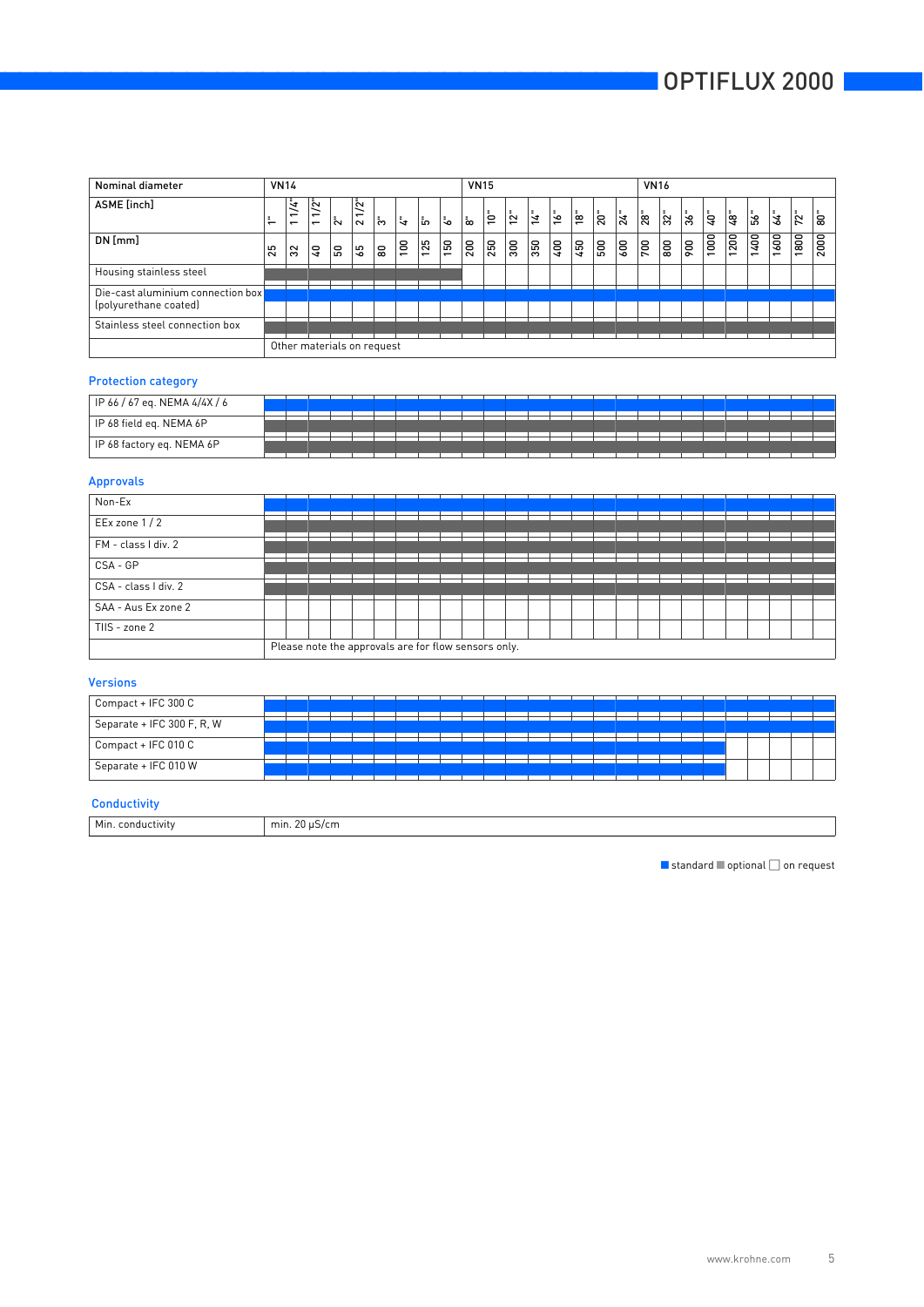| Nominal diameter | VN14 | | | | | | | | | VN15 | | | | | | | | VN16 | | | | | | | | |
|---|---|---|---|---|---|---|---|---|---|---|---|---|---|---|---|---|---|---|---|---|---|---|---|---|---|---|
| ASME [inch] | 1" | 1 1/4" | 1 1/2" | 2" | 2 1/2" | 3" | 4" | 5" | 6" | 8" | 10" | 12" | 14" | 16" | 18" | 20" | 24" | 28" | 32" | 36" | 40" | 48" | 56" | 64" | 72" | 80" |
| DN [mm] | 25 | 32 | 40 | 50 | 65 | 80 | 100 | 125 | 150 | 200 | 250 | 300 | 350 | 400 | 450 | 500 | 600 | 700 | 800 | 900 | 1000 | 1200 | 1400 | 1600 | 1800 | 2000 |
| Housing stainless steel | optional | optional | optional | optional | optional | optional | optional | optional | optional | | | | | | | | | | | | | | | | | |
| Die-cast aluminium connection box (polyurethane coated) | standard | standard | standard | standard | standard | standard | standard | standard | standard | standard | standard | standard | standard | standard | standard | standard | standard | standard | standard | standard | standard | standard | standard | standard | standard | standard |
| Stainless steel connection box | optional | optional | optional | optional | optional | optional | optional | optional | optional | optional | optional | optional | optional | optional | optional | optional | optional | optional | optional | optional | optional | optional | optional | optional | optional | optional |
| | Other materials on request | | | | | | | | | | | | | | | | | | | | | | | | | |

## Protection category

| | | | | | | | | | | | | | | | | | | | | | | | | | | |
|---|---|---|---|---|---|---|---|---|---|---|---|---|---|---|---|---|---|---|---|---|---|---|---|---|---|---|
| IP 66 / 67 eq. NEMA 4/4X / 6 | standard | standard | standard | standard | standard | standard | standard | standard | standard | standard | standard | standard | standard | standard | standard | standard | standard | standard | standard | standard | standard | standard | standard | standard | standard | standard |
| IP 68 field eq. NEMA 6P | optional | optional | optional | optional | optional | optional | optional | optional | optional | optional | optional | optional | optional | optional | optional | optional | optional | optional | optional | optional | optional | optional | optional | optional | optional | optional |
| IP 68 factory eq. NEMA 6P | optional | optional | optional | optional | optional | optional | optional | optional | optional | optional | optional | optional | optional | optional | optional | optional | optional | optional | optional | optional | optional | optional | optional | optional | optional | optional |

## Approvals

| | | | | | | | | | | | | | | | | | | | | | | | | | | |
|---|---|---|---|---|---|---|---|---|---|---|---|---|---|---|---|---|---|---|---|---|---|---|---|---|---|---|
| Non-Ex | standard | standard | standard | standard | standard | standard | standard | standard | standard | standard | standard | standard | standard | standard | standard | standard | standard | standard | standard | standard | standard | standard | standard | standard | standard | standard |
| EEx zone 1 / 2 | optional | optional | optional | optional | optional | optional | optional | optional | optional | optional | optional | optional | optional | optional | optional | optional | optional | optional | optional | optional | optional | optional | optional | optional | optional | optional |
| FM - class I div. 2 | optional | optional | optional | optional | optional | optional | optional | optional | optional | optional | optional | optional | optional | optional | optional | optional | optional | optional | optional | optional | optional | optional | optional | optional | optional | optional |
| CSA - GP | optional | optional | optional | optional | optional | optional | optional | optional | optional | optional | optional | optional | optional | optional | optional | optional | optional | optional | optional | optional | optional | optional | optional | optional | optional | optional |
| CSA - class I div. 2 | optional | optional | optional | optional | optional | optional | optional | optional | optional | optional | optional | optional | optional | optional | optional | optional | optional | optional | optional | optional | optional | optional | optional | optional | optional | optional |
| SAA - Aus Ex zone 2 | | | | | | | | | | | | | | | | | | | | | | | | | | |
| TIIS - zone 2 | | | | | | | | | | | | | | | | | | | | | | | | | | |
| | Please note the approvals are for flow sensors only. | | | | | | | | | | | | | | | | | | | | | | | | | |

## Versions

| | | | | | | | | | | | | | | | | | | | | | | | | | | |
|---|---|---|---|---|---|---|---|---|---|---|---|---|---|---|---|---|---|---|---|---|---|---|---|---|---|---|
| Compact + IFC 300 C | standard | standard | standard | standard | standard | standard | standard | standard | standard | standard | standard | standard | standard | standard | standard | standard | standard | standard | standard | standard | standard | standard | standard | standard | standard | standard |
| Separate + IFC 300 F, R, W | standard | standard | standard | standard | standard | standard | standard | standard | standard | standard | standard | standard | standard | standard | standard | standard | standard | standard | standard | standard | standard | standard | standard | standard | standard | standard |
| Compact + IFC 010 C | standard | standard | standard | standard | standard | standard | standard | standard | standard | standard | standard | standard | standard | standard | standard | standard | standard | standard | standard | standard | standard | | | | | |
| Separate + IFC 010 W | standard | standard | standard | standard | standard | standard | standard | standard | standard | standard | standard | standard | standard | standard | standard | standard | standard | standard | standard | standard | standard | | | | | |

## Conductivity

| | |
|---|---|
| Min. conductivity | min. 20 µS/cm |

■ standard ■ optional □ on request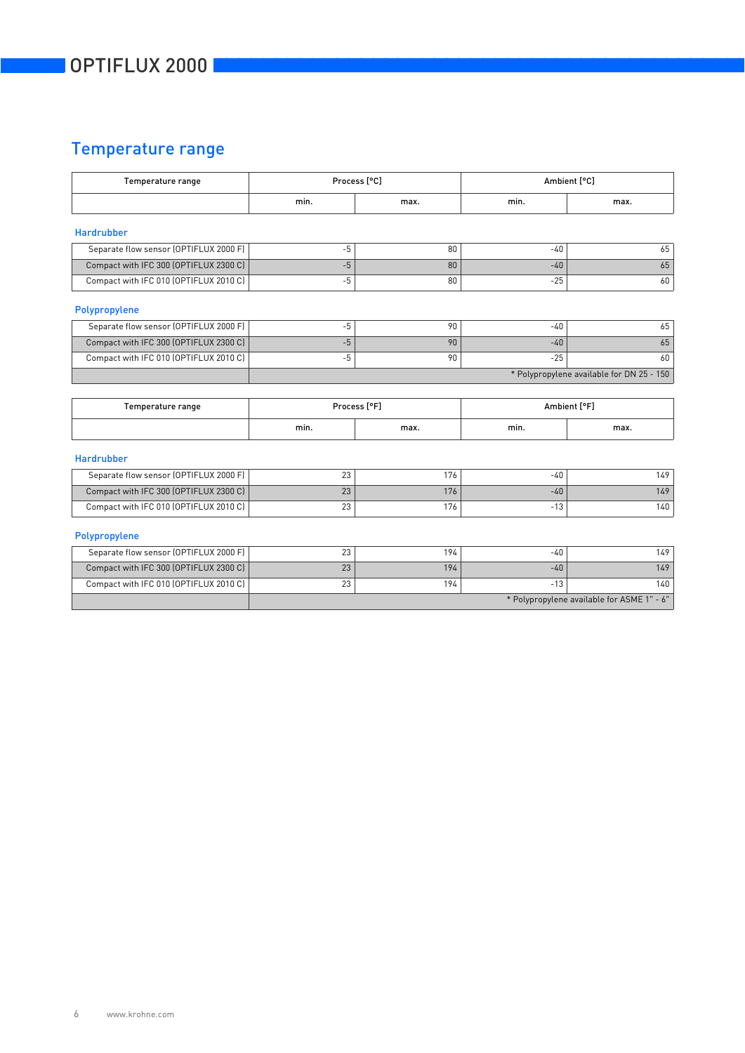## Temperature range

| Temperature range | Process [°C] | | Ambient [°C] | |
|---|---|---|---|---|
| | min. | max. | min. | max. |

### Hardrubber

| | | | | |
|---|---|---|---|---|
| Separate flow sensor (OPTIFLUX 2000 F) | -5 | 80 | -40 | 65 |
| Compact with IFC 300 (OPTIFLUX 2300 C) | -5 | 80 | -40 | 65 |
| Compact with IFC 010 (OPTIFLUX 2010 C) | -5 | 80 | -25 | 60 |

### Polypropylene

| | | | | |
|---|---|---|---|---|
| Separate flow sensor (OPTIFLUX 2000 F) | -5 | 90 | -40 | 65 |
| Compact with IFC 300 (OPTIFLUX 2300 C) | -5 | 90 | -40 | 65 |
| Compact with IFC 010 (OPTIFLUX 2010 C) | -5 | 90 | -25 | 60 |
| | * Polypropylene available for DN 25 - 150 | | | |

| Temperature range | Process [°F] | | Ambient [°F] | |
|---|---|---|---|---|
| | min. | max. | min. | max. |

### Hardrubber

| | | | | |
|---|---|---|---|---|
| Separate flow sensor (OPTIFLUX 2000 F) | 23 | 176 | -40 | 149 |
| Compact with IFC 300 (OPTIFLUX 2300 C) | 23 | 176 | -40 | 149 |
| Compact with IFC 010 (OPTIFLUX 2010 C) | 23 | 176 | -13 | 140 |

### Polypropylene

| | | | | |
|---|---|---|---|---|
| Separate flow sensor (OPTIFLUX 2000 F) | 23 | 194 | -40 | 149 |
| Compact with IFC 300 (OPTIFLUX 2300 C) | 23 | 194 | -40 | 149 |
| Compact with IFC 010 (OPTIFLUX 2010 C) | 23 | 194 | -13 | 140 |
| | * Polypropylene available for ASME 1" - 6" | | | |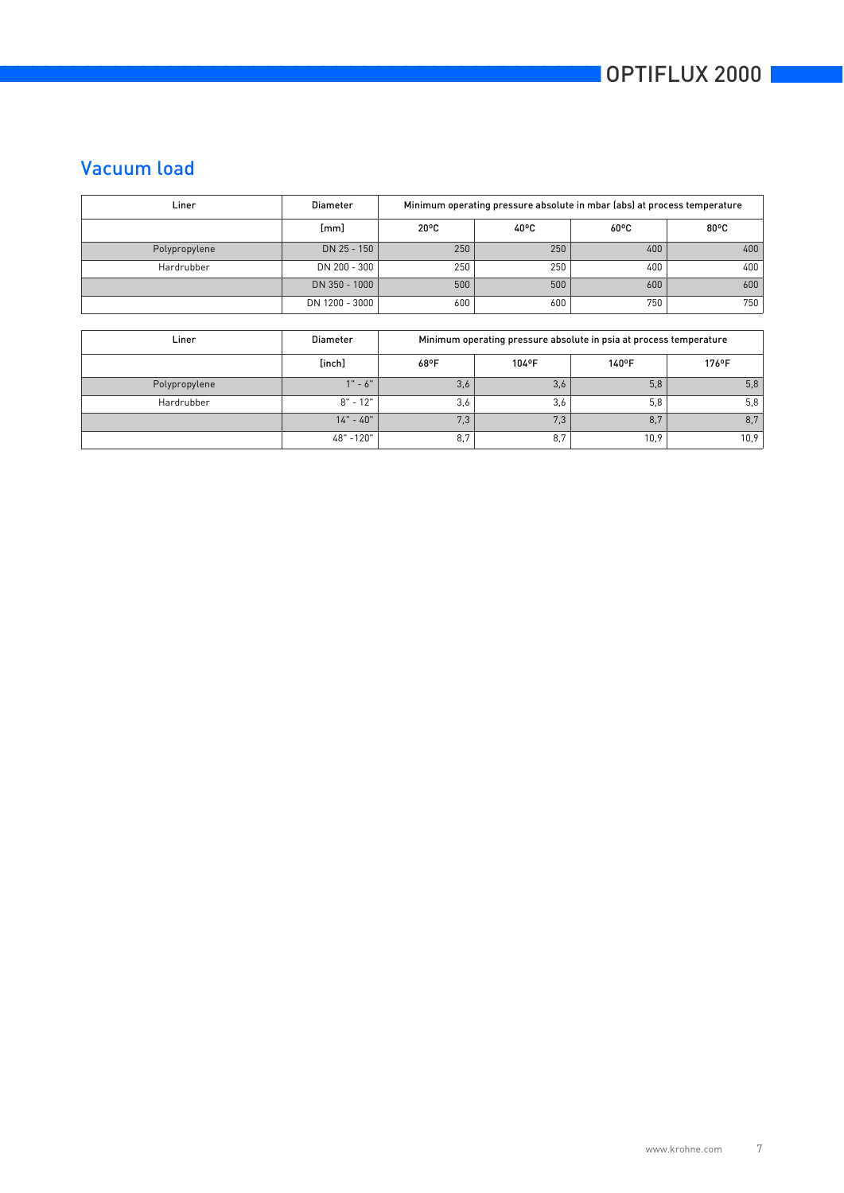## Vacuum load

| Liner | Diameter | Minimum operating pressure absolute in mbar (abs) at process temperature | | | |
|---|---|---|---|---|---|
| | [mm] | 20°C | 40°C | 60°C | 80°C |
| Polypropylene | DN 25 - 150 | 250 | 250 | 400 | 400 |
| Hardrubber | DN 200 - 300 | 250 | 250 | 400 | 400 |
| | DN 350 - 1000 | 500 | 500 | 600 | 600 |
| | DN 1200 - 3000 | 600 | 600 | 750 | 750 |

| Liner | Diameter | Minimum operating pressure absolute in psia at process temperature | | | |
|---|---|---|---|---|---|
| | [inch] | 68°F | 104°F | 140°F | 176°F |
| Polypropylene | 1" - 6" | 3,6 | 3,6 | 5,8 | 5,8 |
| Hardrubber | 8" - 12" | 3,6 | 3,6 | 5,8 | 5,8 |
| | 14" - 40" | 7,3 | 7,3 | 8,7 | 8,7 |
| | 48" -120" | 8,7 | 8,7 | 10,9 | 10,9 |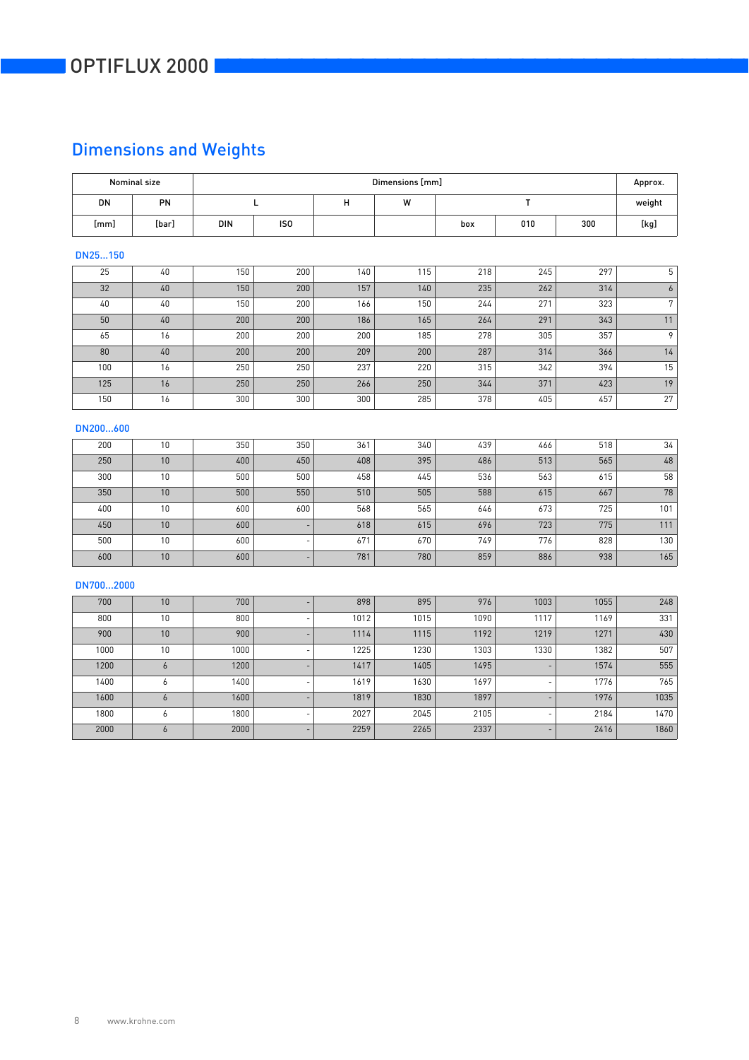## Dimensions and Weights

| Nominal size | | Dimensions [mm] | | | | | | | Approx. |
|---|---|---|---|---|---|---|---|---|---|
| DN | PN | L | | H | W | T | | | weight |
| [mm] | [bar] | DIN | ISO | | | box | 010 | 300 | [kg] |
| **DN25...150** | | | | | | | | | |
| 25 | 40 | 150 | 200 | 140 | 115 | 218 | 245 | 297 | 5 |
| 32 | 40 | 150 | 200 | 157 | 140 | 235 | 262 | 314 | 6 |
| 40 | 40 | 150 | 200 | 166 | 150 | 244 | 271 | 323 | 7 |
| 50 | 40 | 200 | 200 | 186 | 165 | 264 | 291 | 343 | 11 |
| 65 | 16 | 200 | 200 | 200 | 185 | 278 | 305 | 357 | 9 |
| 80 | 40 | 200 | 200 | 209 | 200 | 287 | 314 | 366 | 14 |
| 100 | 16 | 250 | 250 | 237 | 220 | 315 | 342 | 394 | 15 |
| 125 | 16 | 250 | 250 | 266 | 250 | 344 | 371 | 423 | 19 |
| 150 | 16 | 300 | 300 | 300 | 285 | 378 | 405 | 457 | 27 |
| **DN200...600** | | | | | | | | | |
| 200 | 10 | 350 | 350 | 361 | 340 | 439 | 466 | 518 | 34 |
| 250 | 10 | 400 | 450 | 408 | 395 | 486 | 513 | 565 | 48 |
| 300 | 10 | 500 | 500 | 458 | 445 | 536 | 563 | 615 | 58 |
| 350 | 10 | 500 | 550 | 510 | 505 | 588 | 615 | 667 | 78 |
| 400 | 10 | 600 | 600 | 568 | 565 | 646 | 673 | 725 | 101 |
| 450 | 10 | 600 | - | 618 | 615 | 696 | 723 | 775 | 111 |
| 500 | 10 | 600 | - | 671 | 670 | 749 | 776 | 828 | 130 |
| 600 | 10 | 600 | - | 781 | 780 | 859 | 886 | 938 | 165 |
| **DN700...2000** | | | | | | | | | |
| 700 | 10 | 700 | - | 898 | 895 | 976 | 1003 | 1055 | 248 |
| 800 | 10 | 800 | - | 1012 | 1015 | 1090 | 1117 | 1169 | 331 |
| 900 | 10 | 900 | - | 1114 | 1115 | 1192 | 1219 | 1271 | 430 |
| 1000 | 10 | 1000 | - | 1225 | 1230 | 1303 | 1330 | 1382 | 507 |
| 1200 | 6 | 1200 | - | 1417 | 1405 | 1495 | - | 1574 | 555 |
| 1400 | 6 | 1400 | - | 1619 | 1630 | 1697 | - | 1776 | 765 |
| 1600 | 6 | 1600 | - | 1819 | 1830 | 1897 | - | 1976 | 1035 |
| 1800 | 6 | 1800 | - | 2027 | 2045 | 2105 | - | 2184 | 1470 |
| 2000 | 6 | 2000 | - | 2259 | 2265 | 2337 | - | 2416 | 1860 |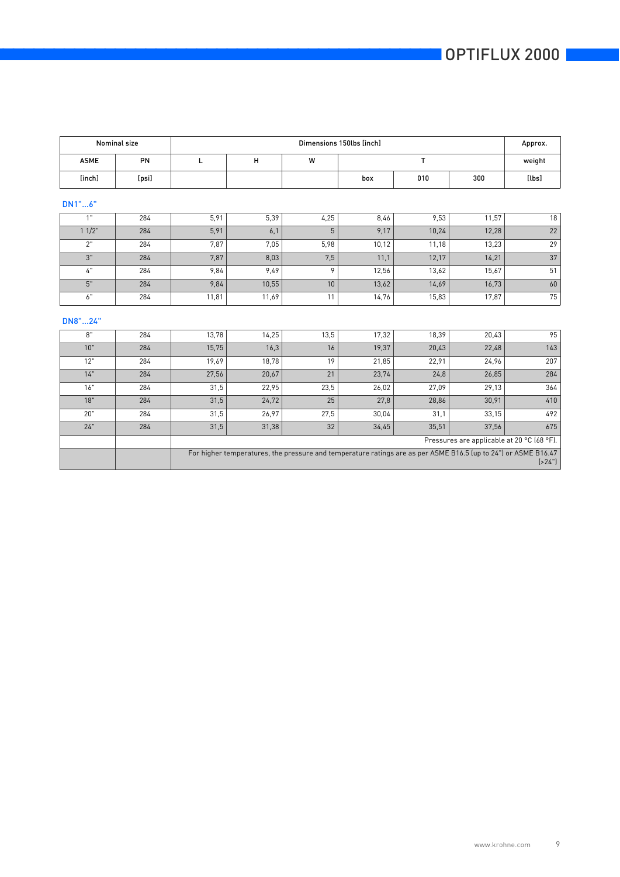| Nominal size | | Dimensions 150lbs [inch] | | | | | | Approx. |
|---|---|---|---|---|---|---|---|---|
| ASME | PN | L | H | W | T | | | weight |
| [inch] | [psi] | | | | box | 010 | 300 | [lbs] |
| **DN1"...6"** | | | | | | | | |
| 1" | 284 | 5,91 | 5,39 | 4,25 | 8,46 | 9,53 | 11,57 | 18 |
| 1 1/2" | 284 | 5,91 | 6,1 | 5 | 9,17 | 10,24 | 12,28 | 22 |
| 2" | 284 | 7,87 | 7,05 | 5,98 | 10,12 | 11,18 | 13,23 | 29 |
| 3" | 284 | 7,87 | 8,03 | 7,5 | 11,1 | 12,17 | 14,21 | 37 |
| 4" | 284 | 9,84 | 9,49 | 9 | 12,56 | 13,62 | 15,67 | 51 |
| 5" | 284 | 9,84 | 10,55 | 10 | 13,62 | 14,69 | 16,73 | 60 |
| 6" | 284 | 11,81 | 11,69 | 11 | 14,76 | 15,83 | 17,87 | 75 |
| **DN8"...24"** | | | | | | | | |
| 8" | 284 | 13,78 | 14,25 | 13,5 | 17,32 | 18,39 | 20,43 | 95 |
| 10" | 284 | 15,75 | 16,3 | 16 | 19,37 | 20,43 | 22,48 | 143 |
| 12" | 284 | 19,69 | 18,78 | 19 | 21,85 | 22,91 | 24,96 | 207 |
| 14" | 284 | 27,56 | 20,67 | 21 | 23,74 | 24,8 | 26,85 | 284 |
| 16" | 284 | 31,5 | 22,95 | 23,5 | 26,02 | 27,09 | 29,13 | 364 |
| 18" | 284 | 31,5 | 24,72 | 25 | 27,8 | 28,86 | 30,91 | 410 |
| 20" | 284 | 31,5 | 26,97 | 27,5 | 30,04 | 31,1 | 33,15 | 492 |
| 24" | 284 | 31,5 | 31,38 | 32 | 34,45 | 35,51 | 37,56 | 675 |
| | | Pressures are applicable at 20 °C (68 °F). | | | | | | |
| | | For higher temperatures, the pressure and temperature ratings are as per ASME B16.5 (up to 24") or ASME B16.47 (>24") | | | | | | |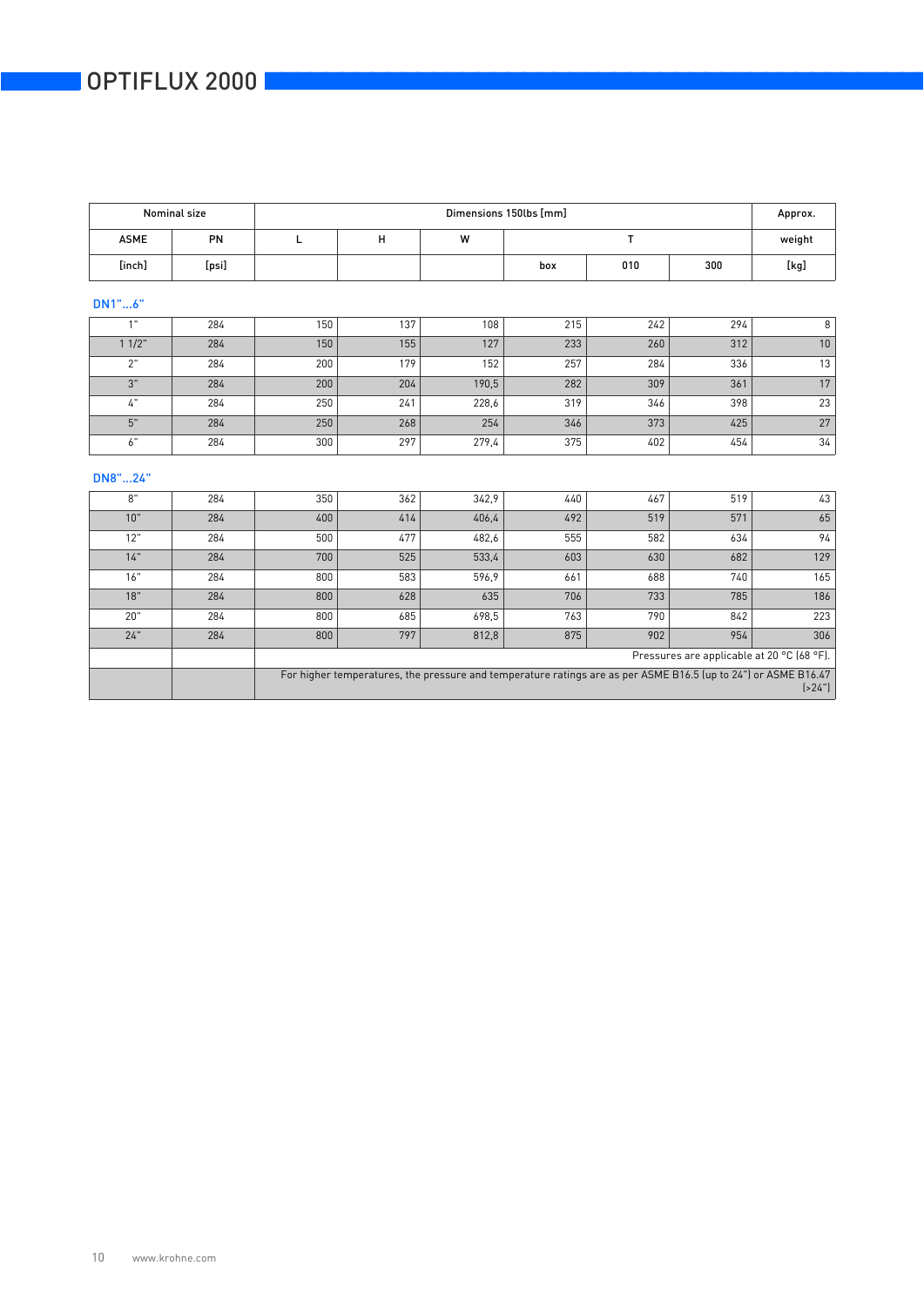| Nominal size | | Dimensions 150lbs [mm] | | | | | | Approx. |
|---|---|---|---|---|---|---|---|---|
| ASME | PN | L | H | W | T | | | weight |
| [inch] | [psi] | | | | box | 010 | 300 | [kg] |
| **DN1"...6"** | | | | | | | | |
| 1" | 284 | 150 | 137 | 108 | 215 | 242 | 294 | 8 |
| 1 1/2" | 284 | 150 | 155 | 127 | 233 | 260 | 312 | 10 |
| 2" | 284 | 200 | 179 | 152 | 257 | 284 | 336 | 13 |
| 3" | 284 | 200 | 204 | 190,5 | 282 | 309 | 361 | 17 |
| 4" | 284 | 250 | 241 | 228,6 | 319 | 346 | 398 | 23 |
| 5" | 284 | 250 | 268 | 254 | 346 | 373 | 425 | 27 |
| 6" | 284 | 300 | 297 | 279,4 | 375 | 402 | 454 | 34 |
| **DN8"...24"** | | | | | | | | |
| 8" | 284 | 350 | 362 | 342,9 | 440 | 467 | 519 | 43 |
| 10" | 284 | 400 | 414 | 406,4 | 492 | 519 | 571 | 65 |
| 12" | 284 | 500 | 477 | 482,6 | 555 | 582 | 634 | 94 |
| 14" | 284 | 700 | 525 | 533,4 | 603 | 630 | 682 | 129 |
| 16" | 284 | 800 | 583 | 596,9 | 661 | 688 | 740 | 165 |
| 18" | 284 | 800 | 628 | 635 | 706 | 733 | 785 | 186 |
| 20" | 284 | 800 | 685 | 698,5 | 763 | 790 | 842 | 223 |
| 24" | 284 | 800 | 797 | 812,8 | 875 | 902 | 954 | 306 |
| | | Pressures are applicable at 20 °C (68 °F). | | | | | | |
| | | For higher temperatures, the pressure and temperature ratings are as per ASME B16.5 (up to 24") or ASME B16.47 (>24") | | | | | | |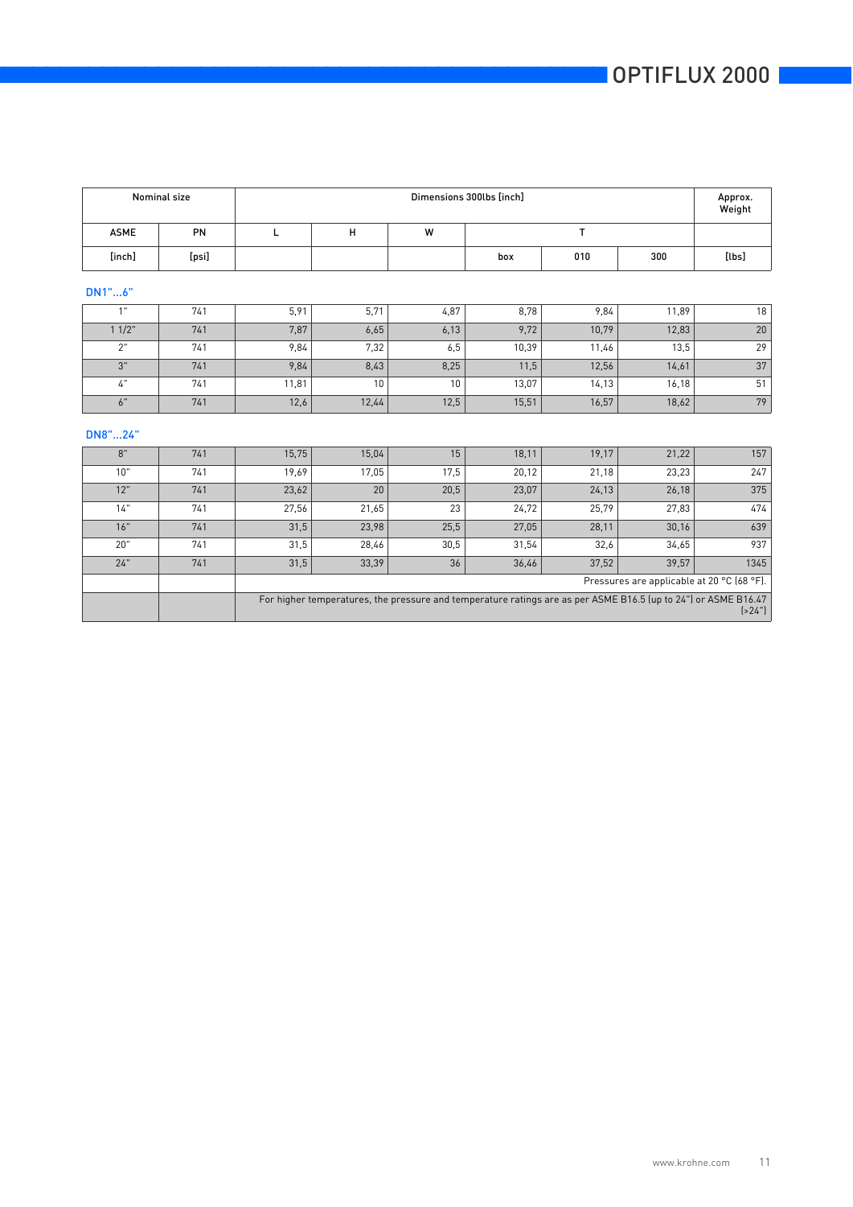| Nominal size | | Dimensions 300lbs [inch] | | | | | | Approx. Weight |
|---|---|---|---|---|---|---|---|---|
| ASME | PN | L | H | W | T | | | |
| [inch] | [psi] | | | | box | 010 | 300 | [lbs] |
| **DN1"...6"** | | | | | | | | |
| 1" | 741 | 5,91 | 5,71 | 4,87 | 8,78 | 9,84 | 11,89 | 18 |
| 1 1/2" | 741 | 7,87 | 6,65 | 6,13 | 9,72 | 10,79 | 12,83 | 20 |
| 2" | 741 | 9,84 | 7,32 | 6,5 | 10,39 | 11,46 | 13,5 | 29 |
| 3" | 741 | 9,84 | 8,43 | 8,25 | 11,5 | 12,56 | 14,61 | 37 |
| 4" | 741 | 11,81 | 10 | 10 | 13,07 | 14,13 | 16,18 | 51 |
| 6" | 741 | 12,6 | 12,44 | 12,5 | 15,51 | 16,57 | 18,62 | 79 |
| **DN8"...24"** | | | | | | | | |
| 8" | 741 | 15,75 | 15,04 | 15 | 18,11 | 19,17 | 21,22 | 157 |
| 10" | 741 | 19,69 | 17,05 | 17,5 | 20,12 | 21,18 | 23,23 | 247 |
| 12" | 741 | 23,62 | 20 | 20,5 | 23,07 | 24,13 | 26,18 | 375 |
| 14" | 741 | 27,56 | 21,65 | 23 | 24,72 | 25,79 | 27,83 | 474 |
| 16" | 741 | 31,5 | 23,98 | 25,5 | 27,05 | 28,11 | 30,16 | 639 |
| 20" | 741 | 31,5 | 28,46 | 30,5 | 31,54 | 32,6 | 34,65 | 937 |
| 24" | 741 | 31,5 | 33,39 | 36 | 36,46 | 37,52 | 39,57 | 1345 |
| | | Pressures are applicable at 20 °C (68 °F). | | | | | | |
| | | For higher temperatures, the pressure and temperature ratings are as per ASME B16.5 (up to 24") or ASME B16.47 (>24") | | | | | | |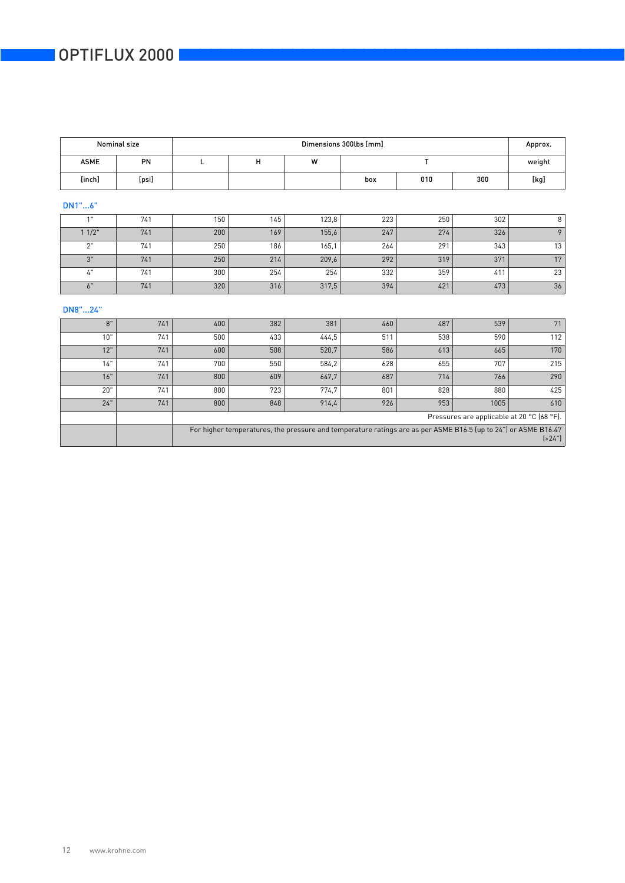# OPTIFLUX 2000

| Nominal size | | Dimensions 300lbs [mm] | | | | | | Approx. |
|---|---|---|---|---|---|---|---|---|
| ASME | PN | L | H | W | T | | | weight |
| [inch] | [psi] | | | | box | 010 | 300 | [kg] |
| **DN1"...6"** | | | | | | | | |
| 1" | 741 | 150 | 145 | 123,8 | 223 | 250 | 302 | 8 |
| 1 1/2" | 741 | 200 | 169 | 155,6 | 247 | 274 | 326 | 9 |
| 2" | 741 | 250 | 186 | 165,1 | 264 | 291 | 343 | 13 |
| 3" | 741 | 250 | 214 | 209,6 | 292 | 319 | 371 | 17 |
| 4" | 741 | 300 | 254 | 254 | 332 | 359 | 411 | 23 |
| 6" | 741 | 320 | 316 | 317,5 | 394 | 421 | 473 | 36 |
| **DN8"...24"** | | | | | | | | |
| 8" | 741 | 400 | 382 | 381 | 460 | 487 | 539 | 71 |
| 10" | 741 | 500 | 433 | 444,5 | 511 | 538 | 590 | 112 |
| 12" | 741 | 600 | 508 | 520,7 | 586 | 613 | 665 | 170 |
| 14" | 741 | 700 | 550 | 584,2 | 628 | 655 | 707 | 215 |
| 16" | 741 | 800 | 609 | 647,7 | 687 | 714 | 766 | 290 |
| 20" | 741 | 800 | 723 | 774,7 | 801 | 828 | 880 | 425 |
| 24" | 741 | 800 | 848 | 914,4 | 926 | 953 | 1005 | 610 |
| | | Pressures are applicable at 20 °C (68 °F). | | | | | | |
| | | For higher temperatures, the pressure and temperature ratings are as per ASME B16.5 (up to 24") or ASME B16.47 (>24") | | | | | | |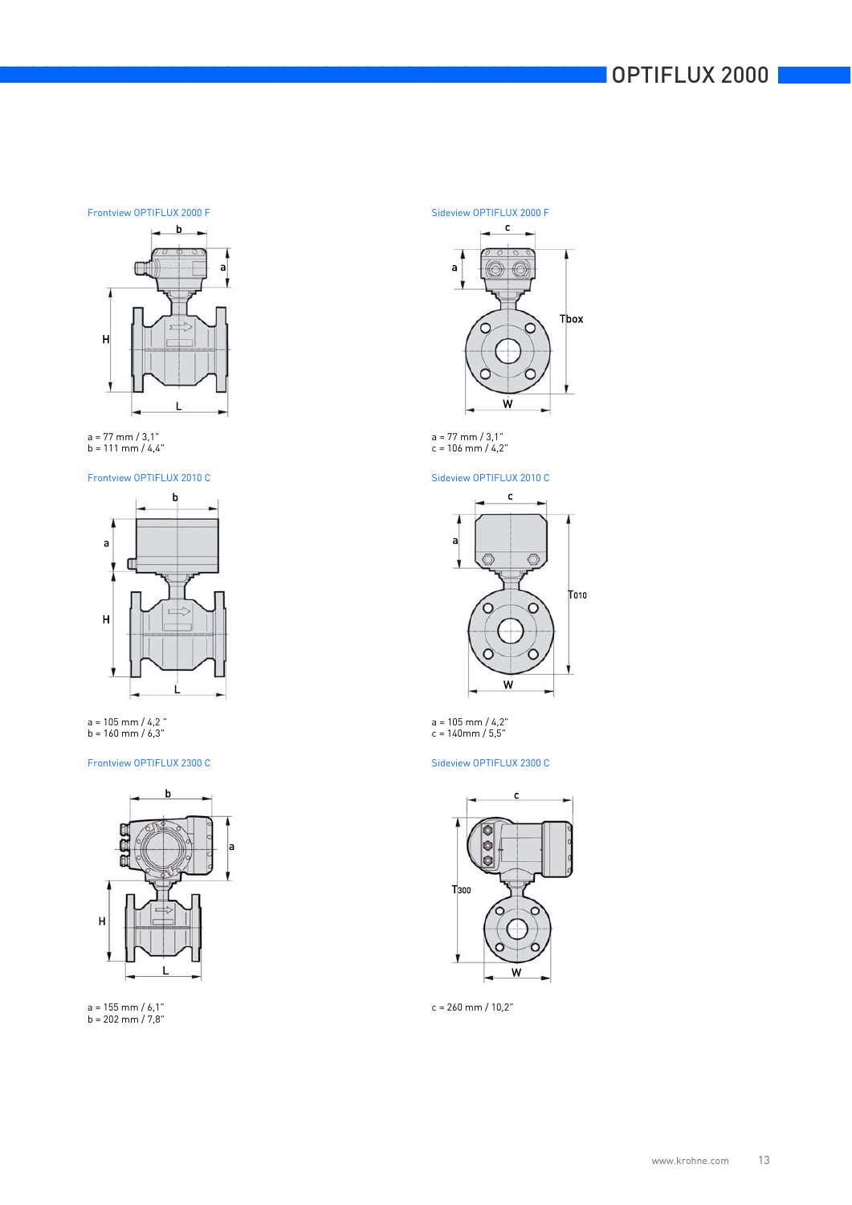### Frontview OPTIFLUX 2000 F

a = 77 mm / 3,1"
b = 111 mm / 4,4"

### Sideview OPTIFLUX 2000 F

a = 77 mm / 3,1"
c = 106 mm / 4,2"

### Frontview OPTIFLUX 2010 C

a = 105 mm / 4,2 "
b = 160 mm / 6,3"

### Sideview OPTIFLUX 2010 C

a = 105 mm / 4,2"
c = 140mm / 5,5"

### Frontview OPTIFLUX 2300 C

a = 155 mm / 6,1"
b = 202 mm / 7,8"

### Sideview OPTIFLUX 2300 C

c = 260 mm / 10,2"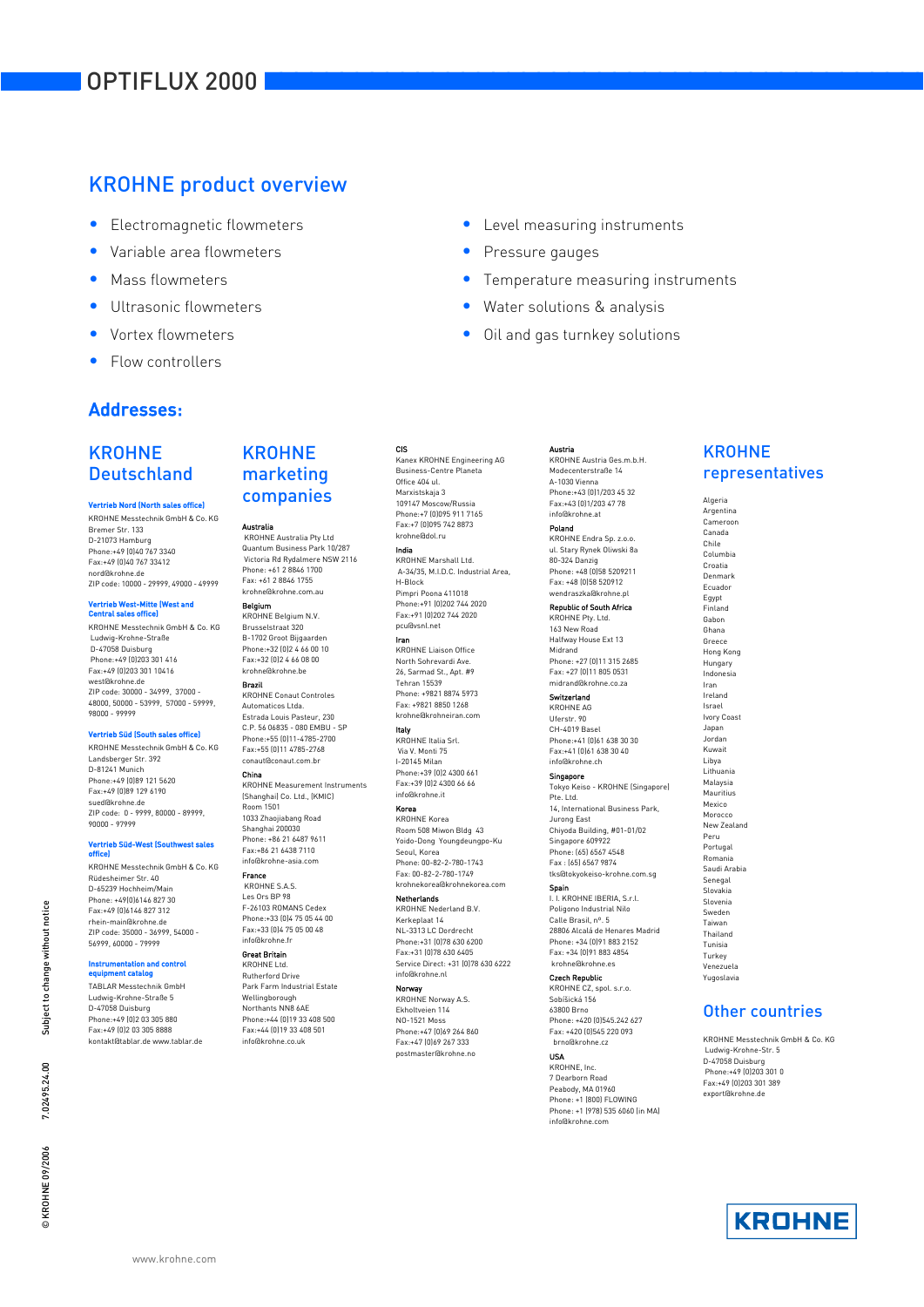# OPTIFLUX 2000

## KROHNE product overview

- Electromagnetic flowmeters
- Variable area flowmeters
- Mass flowmeters
- Ultrasonic flowmeters
- Vortex flowmeters
- Flow controllers
- Level measuring instruments
- Pressure gauges
- Temperature measuring instruments
- Water solutions & analysis
- Oil and gas turnkey solutions

## Addresses:

### KROHNE Deutschland

**Vertrieb Nord (North sales office)**
KROHNE Messtechnik GmbH & Co. KG
Bremer Str. 133
D-21073 Hamburg
Phone:+49 (0)40 767 3340
Fax:+49 (0)40 767 33412
nord@krohne.de
ZIP code: 10000 - 29999, 49000 - 49999

**Vertrieb West-Mitte (West and Central sales office)**
KROHNE Messtechnik GmbH & Co. KG
Ludwig-Krohne-Straße
D-47058 Duisburg
Phone:+49 (0)203 301 416
Fax:+49 (0)203 301 10416
west@krohne.de
ZIP code: 30000 - 34999, 37000 - 48000, 50000 - 53999, 57000 - 59999, 98000 - 99999

**Vertrieb Süd (South sales office)**
KROHNE Messtechnik GmbH & Co. KG
Landsberger Str. 392
D-81241 Munich
Phone:+49 (0)89 121 5620
Fax:+49 (0)89 129 6190
sued@krohne.de
ZIP code: 0 - 9999, 80000 - 89999, 90000 - 97999

**Vertrieb Süd-West (Southwest sales office)**
KROHNE Messtechnik GmbH & Co. KG
Rüdesheimer Str. 40
D-65239 Hochheim/Main
Phone: +49(0)6146 827 30
Fax:+49 (0)6146 827 312
rhein-main@krohne.de
ZIP code: 35000 - 36999, 54000 - 56999, 60000 - 79999

**Instrumentation and control equipment catalog**
TABLAR Messtechnik GmbH
Ludwig-Krohne-Straße 5
D-47058 Duisburg
Phone:+49 (0)2 03 305 880
Fax:+49 (0)2 03 305 8888
kontakt@tablar.de www.tablar.de

### KROHNE marketing companies

**Australia**
KROHNE Australia Pty Ltd
Quantum Business Park 10/287
Victoria Rd Rydalmere NSW 2116
Phone: +61 2 8846 1700
Fax: +61 2 8846 1755
krohne@krohne.com.au

**Belgium**
KROHNE Belgium N.V.
Brusselstraat 320
B-1702 Groot Bijgaarden
Phone:+32 (0)2 4 66 00 10
Fax:+32 (0)2 4 66 08 00
krohne@krohne.be

**Brazil**
KROHNE Conaut Controles Automaticos Ltda.
Estrada Louis Pasteur, 230
C.P. 56 06835 - 080 EMBU - SP
Phone:+55 (0)11-4785-2700
Fax:+55 (0)11 4785-2768
conaut@conaut.com.br

**China**
KROHNE Measurement Instruments (Shanghai) Co. Ltd., (KMIC)
Room 1501
1033 Zhaojiabang Road
Shanghai 200030
Phone: +86 21 6487 9611
Fax:+86 21 6438 7110
info@krohne-asia.com

**France**
KROHNE S.A.S.
Les Ors BP 98
F-26103 ROMANS Cedex
Phone:+33 (0)4 75 05 44 00
Fax:+33 (0)4 75 05 00 48
info@krohne.fr

**Great Britain**
KROHNE Ltd.
Rutherford Drive
Park Farm Industrial Estate
Wellingborough
Northants NN8 6AE
Phone:+44 (0)19 33 408 500
Fax:+44 (0)19 33 408 501
info@krohne.co.uk

**CIS**
Kanex KROHNE Engineering AG
Business-Centre Planeta
Office 404 ul.
Marxistskaja 3
109147 Moscow/Russia
Phone:+7 (0)095 911 7165
Fax:+7 (0)095 742 8873
krohne@dol.ru

**India**
KROHNE Marshall Ltd.
A-34/35, M.I.D.C. Industrial Area,
H-Block
Pimpri Poona 411018
Phone:+91 (0)202 744 2020
Fax:+91 (0)202 744 2020
pcu@vsnl.net

**Iran**
KROHNE Liaison Office
North Sohrevardi Ave.
26, Sarmad St., Apt. #9
Tehran 15539
Phone: +9821 8874 5973
Fax: +9821 8850 1268
krohne@krohneiran.com

**Italy**
KROHNE Italia Srl.
Via V. Monti 75
I-20145 Milan
Phone:+39 (0)2 4300 661
Fax:+39 (0)2 4300 66 66
info@krohne.it

**Korea**
KROHNE Korea
Room 508 Miwon Bldg 43
Yoido-Dong Youngdeungpo-Ku
Seoul, Korea
Phone: 00-82-2-780-1743
Fax: 00-82-2-780-1749
krohnekorea@krohnekorea.com

**Netherlands**
KROHNE Nederland B.V.
Kerkeplaat 14
NL-3313 LC Dordrecht
Phone:+31 (0)78 630 6200
Fax:+31 (0)78 630 6405
Service Direct: +31 (0)78 630 6222
info@krohne.nl

**Norway**
KROHNE Norway A.S.
Ekholtveien 114
NO-1521 Moss
Phone:+47 (0)69 264 860
Fax:+47 (0)69 267 333
postmaster@krohne.no

**Austria**
KROHNE Austria Ges.m.b.H.
Modecenterstraße 14
A-1030 Vienna
Phone:+43 (0)1/203 45 32
Fax:+43 (0)1/203 47 78
info@krohne.at

**Poland**
KROHNE Endra Sp. z.o.o.
ul. Stary Rynek Oliwski 8a
80-324 Danzig
Phone: +48 (0)58 5209211
Fax: +48 (0)58 520912
wendraszka@krohne.pl

**Republic of South Africa**
KROHNE Pty. Ltd.
163 New Road
Halfway House Ext 13
Midrand
Phone: +27 (0)11 315 2685
Fax: +27 (0)11 805 0531
midrand@krohne.co.za

**Switzerland**
KROHNE AG
Uferstr. 90
CH-4019 Basel
Phone:+41 (0)61 638 30 30
Fax:+41 (0)61 638 30 40
info@krohne.ch

**Singapore**
Tokyo Keiso - KROHNE (Singapore) Pte. Ltd.
14, International Business Park,
Jurong East
Chiyoda Building, #01-01/02
Singapore 609922
Phone: (65) 6567 4548
Fax : (65) 6567 9874
tks@tokyokeiso-krohne.com.sg

**Spain**
I. I. KROHNE IBERIA, S.r.L.
Poligono Industrial Nilo
Calle Brasil, nº. 5
28806 Alcalá de Henares Madrid
Phone: +34 (0)91 883 2152
Fax: +34 (0)91 883 4854
krohne@krohne.es

**Czech Republic**
KROHNE CZ, spol. s.r.o.
Sobišická 156
63800 Brno
Phone: +420 (0)545.242 627
Fax: +420 (0)545 220 093
brno@krohne.cz

**USA**
KROHNE, Inc.
7 Dearborn Road
Peabody, MA 01960
Phone: +1 (800) FLOWING
Phone: +1 (978) 535 6060 (in MA)
info@krohne.com

### KROHNE representatives

Algeria
Argentina
Cameroon
Canada
Chile
Columbia
Croatia
Denmark
Ecuador
Egypt
Finland
Gabon
Ghana
Greece
Hong Kong
Hungary
Indonesia
Iran
Ireland
Israel
Ivory Coast
Japan
Jordan
Kuwait
Libya
Lithuania
Malaysia
Mauritius
Mexico
Morocco
New Zealand
Peru
Portugal
Romania
Saudi Arabia
Senegal
Slovakia
Slovenia
Sweden
Taiwan
Thailand
Tunisia
Turkey
Venezuela
Yugoslavia

### Other countries

KROHNE Messtechnik GmbH & Co. KG
Ludwig-Krohne-Str. 5
D-47058 Duisburg
Phone:+49 (0)203 301 0
Fax:+49 (0)203 301 389
export@krohne.de

© KROHNE 09/2006 7.02495.24.00 Subject to change without notice

KROHNE

www.krohne.com